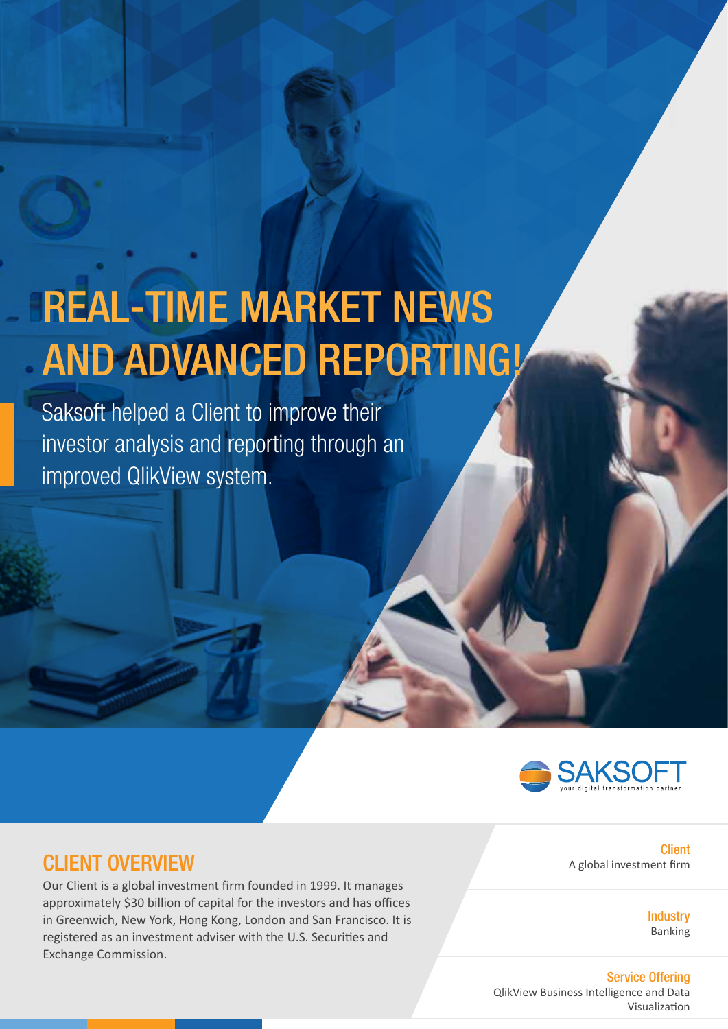# REAL-TIME MARKET NEWS AND ADVANCED REPORTING!

Saksoft helped a Client to improve their investor analysis and reporting through an improved QlikView system.

SAKSOFT
your digital transformation partner

## CLIENT OVERVIEW

Our Client is a global investment firm founded in 1999. It manages approximately $30 billion of capital for the investors and has offices in Greenwich, New York, Hong Kong, London and San Francisco. It is registered as an investment adviser with the U.S. Securities and Exchange Commission.

**Client**
A global investment firm

**Industry**
Banking

**Service Offering**
QlikView Business Intelligence and Data Visualization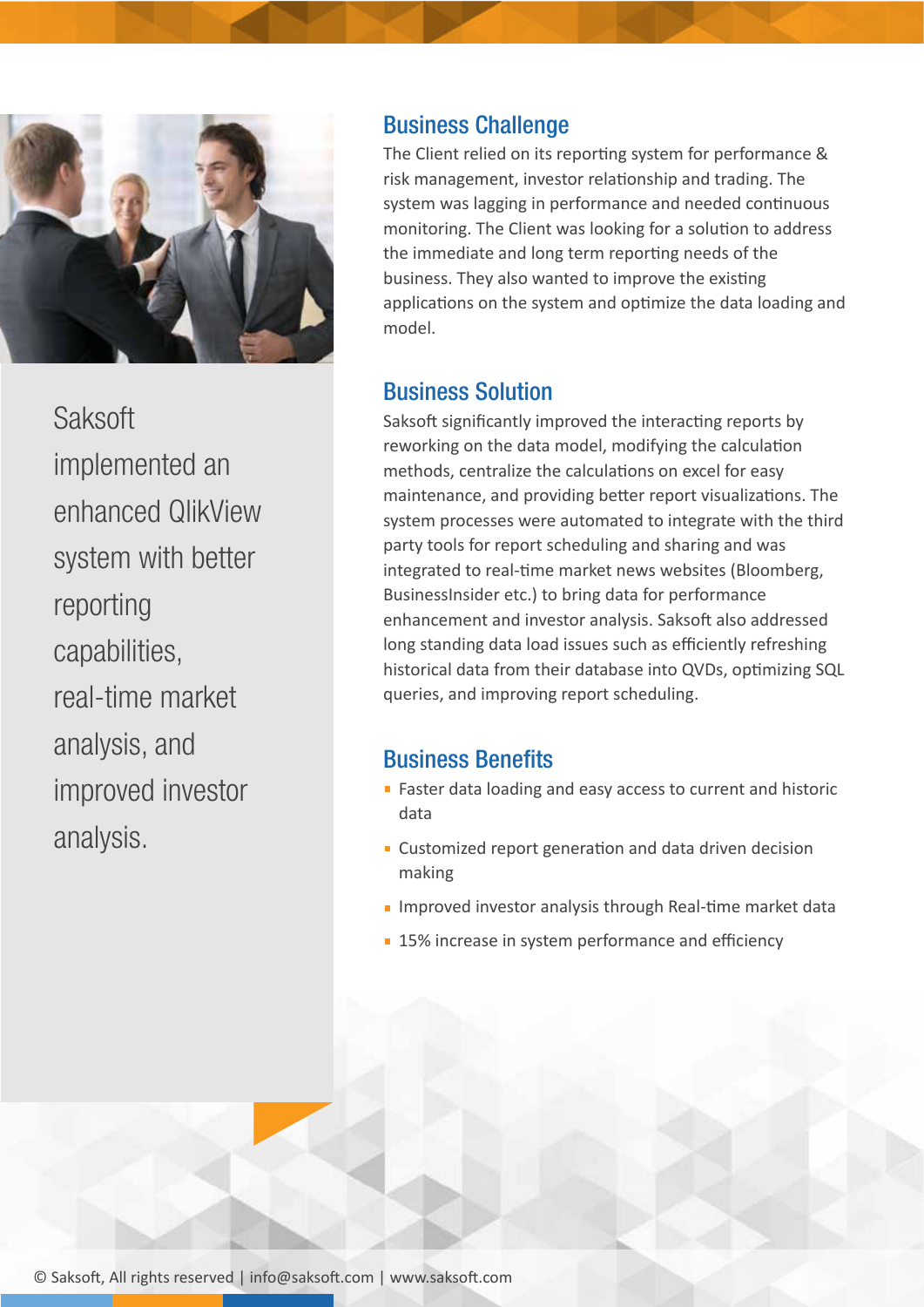Saksoft implemented an enhanced QlikView system with better reporting capabilities, real-time market analysis, and improved investor analysis.

## Business Challenge

The Client relied on its reporting system for performance & risk management, investor relationship and trading. The system was lagging in performance and needed continuous monitoring. The Client was looking for a solution to address the immediate and long term reporting needs of the business. They also wanted to improve the existing applications on the system and optimize the data loading and model.

## Business Solution

Saksoft significantly improved the interacting reports by reworking on the data model, modifying the calculation methods, centralize the calculations on excel for easy maintenance, and providing better report visualizations. The system processes were automated to integrate with the third party tools for report scheduling and sharing and was integrated to real-time market news websites (Bloomberg, BusinessInsider etc.) to bring data for performance enhancement and investor analysis. Saksoft also addressed long standing data load issues such as efficiently refreshing historical data from their database into QVDs, optimizing SQL queries, and improving report scheduling.

## Business Benefits

- Faster data loading and easy access to current and historic data
- Customized report generation and data driven decision making
- Improved investor analysis through Real-time market data
- 15% increase in system performance and efficiency

© Saksoft, All rights reserved | info@saksoft.com | www.saksoft.com